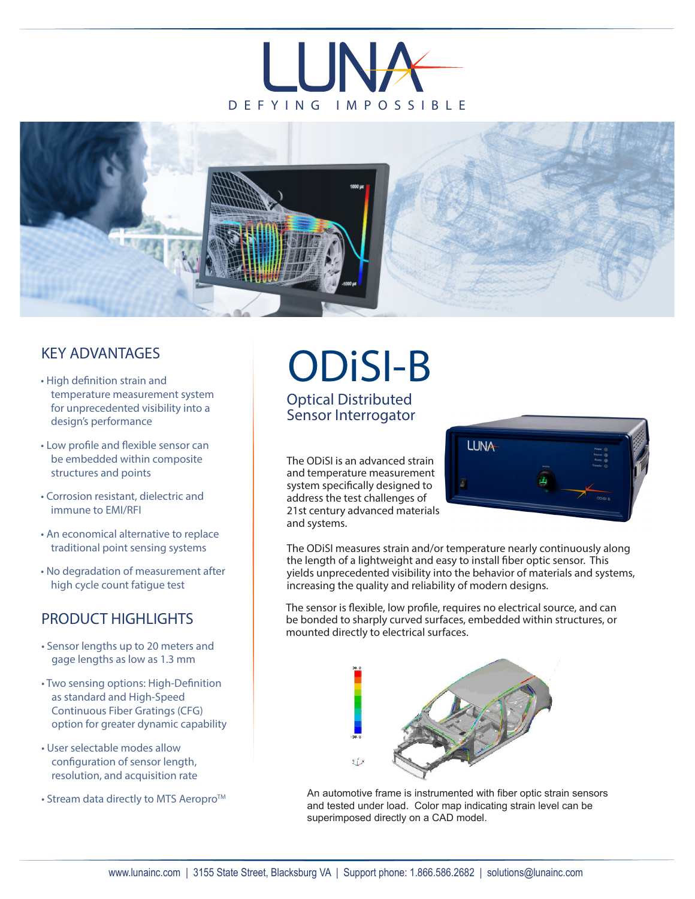# LUNA

DEFYING IMPOSSIBLE

# ODiSI-B

## Optical Distributed Sensor Interrogator

The ODiSI is an advanced strain and temperature measurement system specifically designed to address the test challenges of 21st century advanced materials and systems.

The ODiSI measures strain and/or temperature nearly continuously along the length of a lightweight and easy to install fiber optic sensor. This yields unprecedented visibility into the behavior of materials and systems, increasing the quality and reliability of modern designs.

The sensor is flexible, low profile, requires no electrical source, and can be bonded to sharply curved surfaces, embedded within structures, or mounted directly to electrical surfaces.

An automotive frame is instrumented with fiber optic strain sensors and tested under load. Color map indicating strain level can be superimposed directly on a CAD model.

## KEY ADVANTAGES

- High definition strain and temperature measurement system for unprecedented visibility into a design's performance
- Low profile and flexible sensor can be embedded within composite structures and points
- Corrosion resistant, dielectric and immune to EMI/RFI
- An economical alternative to replace traditional point sensing systems
- No degradation of measurement after high cycle count fatigue test

## PRODUCT HIGHLIGHTS

- Sensor lengths up to 20 meters and gage lengths as low as 1.3 mm
- Two sensing options: High-Definition as standard and High-Speed Continuous Fiber Gratings (CFG) option for greater dynamic capability
- User selectable modes allow configuration of sensor length, resolution, and acquisition rate
- Stream data directly to MTS Aeropro™

www.lunainc.com | 3155 State Street, Blacksburg VA | Support phone: 1.866.586.2682 | solutions@lunainc.com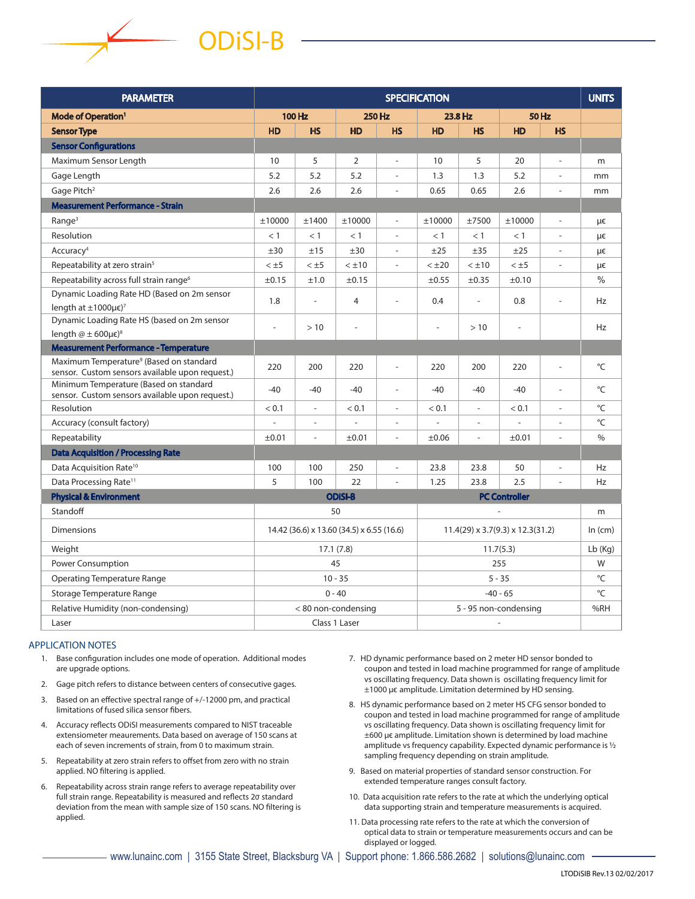# ODiSI-B

| PARAMETER | SPECIFICATION | | | | | | | | UNITS |
|---|---|---|---|---|---|---|---|---|---|
| **Mode of Operation**[1] | **100 Hz** | | **250 Hz** | | **23.8 Hz** | | **50 Hz** | | |
| **Sensor Type** | **HD** | **HS** | **HD** | **HS** | **HD** | **HS** | **HD** | **HS** | |
| **Sensor Configurations** | | | | | | | | | |
| Maximum Sensor Length | 10 | 5 | 2 | - | 10 | 5 | 20 | - | m |
| Gage Length | 5.2 | 5.2 | 5.2 | - | 1.3 | 1.3 | 5.2 | - | mm |
| Gage Pitch[2] | 2.6 | 2.6 | 2.6 | - | 0.65 | 0.65 | 2.6 | - | mm |
| **Measurement Performance - Strain** | | | | | | | | | |
| Range[3] | ±10000 | ±1400 | ±10000 | - | ±10000 | ±7500 | ±10000 | - | με |
| Resolution | < 1 | < 1 | < 1 | - | < 1 | < 1 | < 1 | - | με |
| Accuracy[4] | ±30 | ±15 | ±30 | - | ±25 | ±35 | ±25 | - | με |
| Repeatability at zero strain[5] | < ±5 | < ±5 | < ±10 | - | < ±20 | < ±10 | < ±5 | - | με |
| Repeatability across full strain range[6] | ±0.15 | ±1.0 | ±0.15 | | ±0.55 | ±0.35 | ±0.10 | | % |
| Dynamic Loading Rate HD (Based on 2m sensor length at ±1000με)[7] | 1.8 | - | 4 | - | 0.4 | - | 0.8 | - | Hz |
| Dynamic Loading Rate HS (based on 2m sensor length @ ± 600με)[8] | - | > 10 | - | | - | > 10 | - | | Hz |
| **Measurement Performance - Temperature** | | | | | | | | | |
| Maximum Temperature[9] (Based on standard sensor. Custom sensors available upon request.) | 220 | 200 | 220 | - | 220 | 200 | 220 | - | °C |
| Minimum Temperature (Based on standard sensor. Custom sensors available upon request.) | -40 | -40 | -40 | - | -40 | -40 | -40 | - | °C |
| Resolution | < 0.1 | - | < 0.1 | - | < 0.1 | - | < 0.1 | - | °C |
| Accuracy (consult factory) | - | - | - | - | - | - | - | - | °C |
| Repeatability | ±0.01 | - | ±0.01 | - | ±0.06 | - | ±0.01 | - | % |
| **Data Acquisition / Processing Rate** | | | | | | | | | |
| Data Acquisition Rate[10] | 100 | 100 | 250 | - | 23.8 | 23.8 | 50 | - | Hz |
| Data Processing Rate[11] | 5 | 100 | 22 | - | 1.25 | 23.8 | 2.5 | - | Hz |
| **Physical & Environment** | **ODiSI-B** | | | | **PC Controller** | | | | |
| Standoff | 50 | | | | - | | | | m |
| Dimensions | 14.42 (36.6) x 13.60 (34.5) x 6.55 (16.6) | | | | 11.4(29) x 3.7(9.3) x 12.3(31.2) | | | | In (cm) |
| Weight | 17.1 (7.8) | | | | 11.7(5.3) | | | | Lb (Kg) |
| Power Consumption | 45 | | | | 255 | | | | W |
| Operating Temperature Range | 10 - 35 | | | | 5 - 35 | | | | °C |
| Storage Temperature Range | 0 - 40 | | | | -40 - 65 | | | | °C |
| Relative Humidity (non-condensing) | < 80 non-condensing | | | | 5 - 95 non-condensing | | | | %RH |
| Laser | Class 1 Laser | | | | - | | | | |

## APPLICATION NOTES

1. Base configuration includes one mode of operation. Additional modes are upgrade options.
2. Gage pitch refers to distance between centers of consecutive gages.
3. Based on an effective spectral range of +/-12000 pm, and practical limitations of fused silica sensor fibers.
4. Accuracy reflects ODiSI measurements compared to NIST traceable extensiometer meaurements. Data based on average of 150 scans at each of seven increments of strain, from 0 to maximum strain.
5. Repeatability at zero strain refers to offset from zero with no strain applied. NO filtering is applied.
6. Repeatability across strain range refers to average repeatability over full strain range. Repeatability is measured and reflects 2σ standard deviation from the mean with sample size of 150 scans. NO filtering is applied.
7. HD dynamic performance based on 2 meter HD sensor bonded to coupon and tested in load machine programmed for range of amplitude vs oscillating frequency. Data shown is oscillating frequency limit for ±1000 με amplitude. Limitation determined by HD sensing.
8. HS dynamic performance based on 2 meter HS CFG sensor bonded to coupon and tested in load machine programmed for range of amplitude vs oscillating frequency. Data shown is oscillating frequency limit for ±600 με amplitude. Limitation shown is determined by load machine amplitude vs frequency capability. Expected dynamic performance is ½ sampling frequency depending on strain amplitude.
9. Based on material properties of standard sensor construction. For extended temperature ranges consult factory.
10. Data acquisition rate refers to the rate at which the underlying optical data supporting strain and temperature measurements is acquired.
11. Data processing rate refers to the rate at which the conversion of optical data to strain or temperature measurements occurs and can be displayed or logged.

www.lunainc.com | 3155 State Street, Blacksburg VA | Support phone: 1.866.586.2682 | solutions@lunainc.com

LTODiSIB Rev.13 02/02/2017